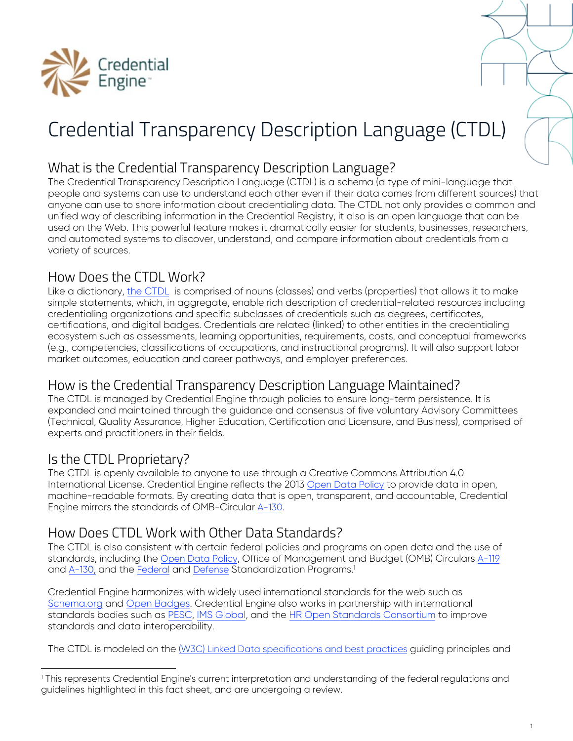# Credential Transparency Description Language (CTDL)

## What is the Credential Transparency Description Language?

The Credential Transparency Description Language (CTDL) is a schema (a type of mini-language that people and systems can use to understand each other even if their data comes from different sources) that anyone can use to share information about credentialing data. The CTDL not only provides a common and unified way of describing information in the Credential Registry, it also is an open language that can be used on the Web. This powerful feature makes it dramatically easier for students, businesses, researchers, and automated systems to discover, understand, and compare information about credentials from a variety of sources.

## How Does the CTDL Work?

Like a dictionary, the CTDL is comprised of nouns (classes) and verbs (properties) that allows it to make simple statements, which, in aggregate, enable rich description of credential-related resources including credentialing organizations and specific subclasses of credentials such as degrees, certificates, certifications, and digital badges. Credentials are related (linked) to other entities in the credentialing ecosystem such as assessments, learning opportunities, requirements, costs, and conceptual frameworks (e.g., competencies, classifications of occupations, and instructional programs). It will also support labor market outcomes, education and career pathways, and employer preferences.

## How is the Credential Transparency Description Language Maintained?

The CTDL is managed by Credential Engine through policies to ensure long-term persistence. It is expanded and maintained through the guidance and consensus of five voluntary Advisory Committees (Technical, Quality Assurance, Higher Education, Certification and Licensure, and Business), comprised of experts and practitioners in their fields.

## Is the CTDL Proprietary?

The CTDL is openly available to anyone to use through a Creative Commons Attribution 4.0 International License. Credential Engine reflects the 2013 Open Data Policy to provide data in open, machine-readable formats. By creating data that is open, transparent, and accountable, Credential Engine mirrors the standards of OMB-Circular A-130.

## How Does CTDL Work with Other Data Standards?

The CTDL is also consistent with certain federal policies and programs on open data and the use of standards, including the Open Data Policy, Office of Management and Budget (OMB) Circulars A-119 and A-130, and the Federal and Defense Standardization Programs.[1]

Credential Engine harmonizes with widely used international standards for the web such as Schema.org and Open Badges. Credential Engine also works in partnership with international standards bodies such as PESC, IMS Global, and the HR Open Standards Consortium to improve standards and data interoperability.

The CTDL is modeled on the (W3C) Linked Data specifications and best practices guiding principles and

---

[1] This represents Credential Engine's current interpretation and understanding of the federal regulations and guidelines highlighted in this fact sheet, and are undergoing a review.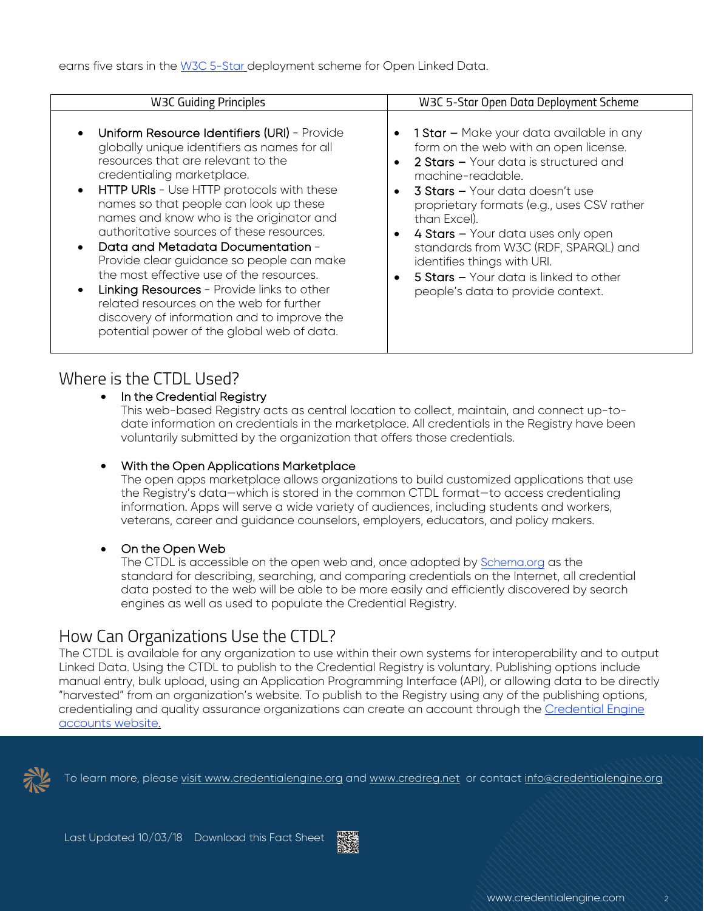earns five stars in the W3C 5-Star deployment scheme for Open Linked Data.

| W3C Guiding Principles | W3C 5-Star Open Data Deployment Scheme |
|---|---|
| • **Uniform Resource Identifiers (URI)** - Provide globally unique identifiers as names for all resources that are relevant to the credentialing marketplace.<br>• **HTTP URIs** - Use HTTP protocols with these names so that people can look up these names and know who is the originator and authoritative sources of these resources.<br>• **Data and Metadata Documentation** - Provide clear guidance so people can make the most effective use of the resources.<br>• **Linking Resources** - Provide links to other related resources on the web for further discovery of information and to improve the potential power of the global web of data. | • **1 Star** – Make your data available in any form on the web with an open license.<br>• **2 Stars** – Your data is structured and machine-readable.<br>• **3 Stars** – Your data doesn't use proprietary formats (e.g., uses CSV rather than Excel).<br>• **4 Stars** – Your data uses only open standards from W3C (RDF, SPARQL) and identifies things with URI.<br>• **5 Stars** – Your data is linked to other people's data to provide context. |

## Where is the CTDL Used?

- **In the Credential Registry**
  This web-based Registry acts as central location to collect, maintain, and connect up-to-date information on credentials in the marketplace. All credentials in the Registry have been voluntarily submitted by the organization that offers those credentials.

- **With the Open Applications Marketplace**
  The open apps marketplace allows organizations to build customized applications that use the Registry's data—which is stored in the common CTDL format—to access credentialing information. Apps will serve a wide variety of audiences, including students and workers, veterans, career and guidance counselors, employers, educators, and policy makers.

- **On the Open Web**
  The CTDL is accessible on the open web and, once adopted by Schema.org as the standard for describing, searching, and comparing credentials on the Internet, all credential data posted to the web will be able to be more easily and efficiently discovered by search engines as well as used to populate the Credential Registry.

## How Can Organizations Use the CTDL?

The CTDL is available for any organization to use within their own systems for interoperability and to output Linked Data. Using the CTDL to publish to the Credential Registry is voluntary. Publishing options include manual entry, bulk upload, using an Application Programming Interface (API), or allowing data to be directly "harvested" from an organization's website. To publish to the Registry using any of the publishing options, credentialing and quality assurance organizations can create an account through the Credential Engine accounts website.

To learn more, please visit www.credentialengine.org and www.credreg.net or contact info@credentialengine.org

Last Updated 10/03/18 Download this Fact Sheet

www.credentialengine.com